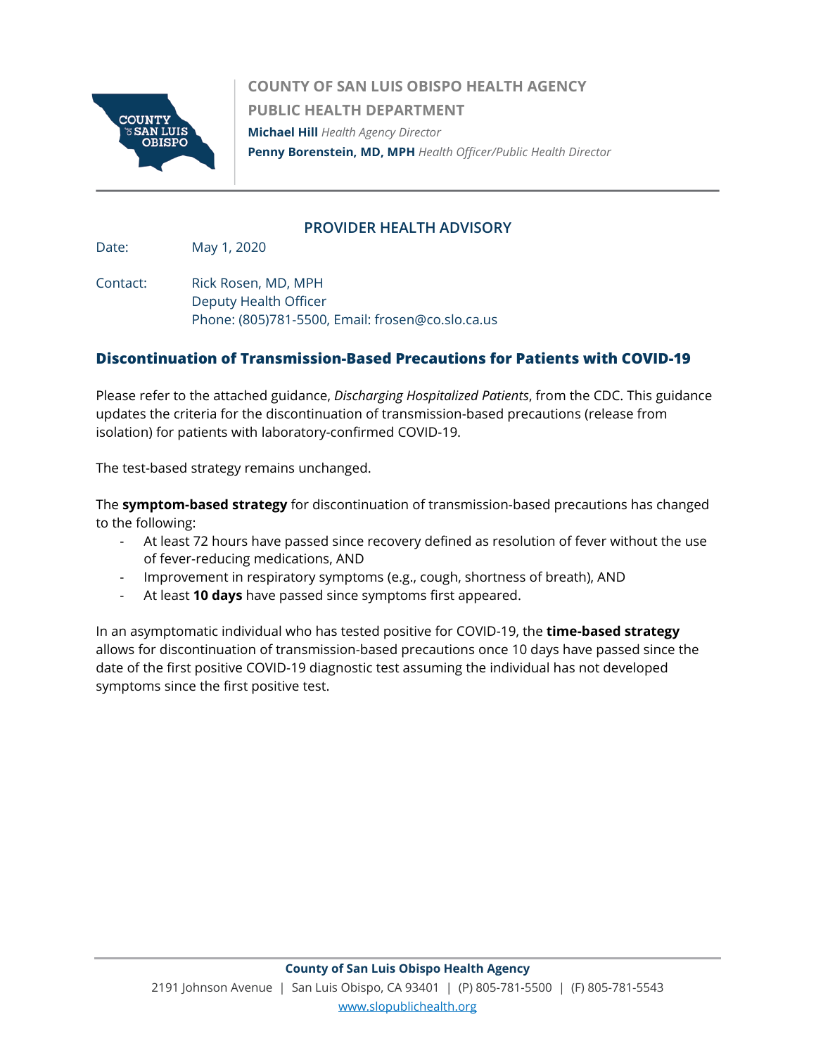**COUNTY OF SAN LUIS OBISPO HEALTH AGENCY**
**PUBLIC HEALTH DEPARTMENT**
**Michael Hill** *Health Agency Director*
**Penny Borenstein, MD, MPH** *Health Officer/Public Health Director*

---

## PROVIDER HEALTH ADVISORY

Date: May 1, 2020

Contact: Rick Rosen, MD, MPH
Deputy Health Officer
Phone: (805)781-5500, Email: frosen@co.slo.ca.us

## Discontinuation of Transmission-Based Precautions for Patients with COVID-19

Please refer to the attached guidance, *Discharging Hospitalized Patients*, from the CDC. This guidance updates the criteria for the discontinuation of transmission-based precautions (release from isolation) for patients with laboratory-confirmed COVID-19.

The test-based strategy remains unchanged.

The **symptom-based strategy** for discontinuation of transmission-based precautions has changed to the following:

- At least 72 hours have passed since recovery defined as resolution of fever without the use of fever-reducing medications, AND
- Improvement in respiratory symptoms (e.g., cough, shortness of breath), AND
- At least **10 days** have passed since symptoms first appeared.

In an asymptomatic individual who has tested positive for COVID-19, the **time-based strategy** allows for discontinuation of transmission-based precautions once 10 days have passed since the date of the first positive COVID-19 diagnostic test assuming the individual has not developed symptoms since the first positive test.

---

**County of San Luis Obispo Health Agency**
2191 Johnson Avenue | San Luis Obispo, CA 93401 | (P) 805-781-5500 | (F) 805-781-5543
www.slopublichealth.org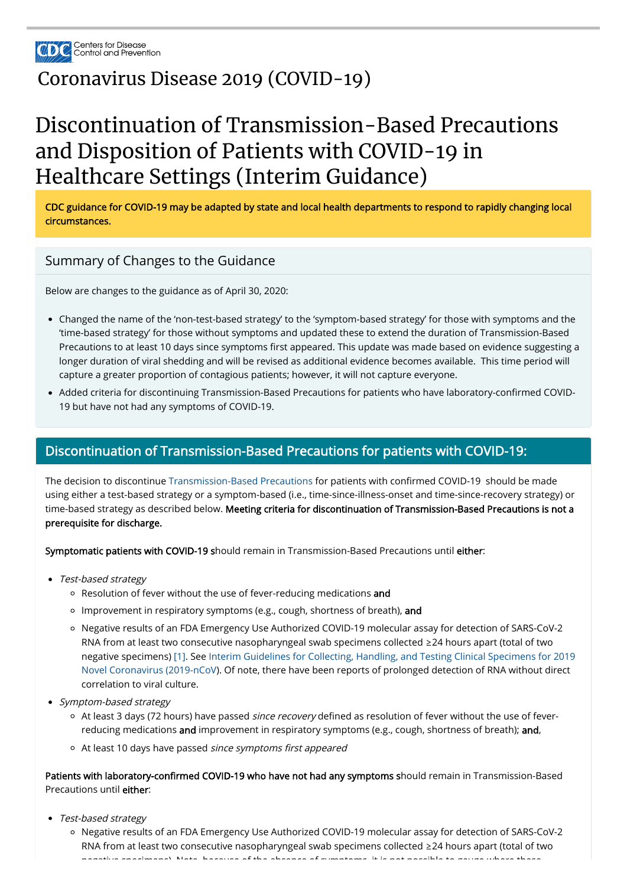Coronavirus Disease 2019 (COVID-19)

# Discontinuation of Transmission-Based Precautions and Disposition of Patients with COVID-19 in Healthcare Settings (Interim Guidance)

**CDC guidance for COVID-19 may be adapted by state and local health departments to respond to rapidly changing local circumstances.**

## Summary of Changes to the Guidance

Below are changes to the guidance as of April 30, 2020:

- Changed the name of the 'non-test-based strategy' to the 'symptom-based strategy' for those with symptoms and the 'time-based strategy' for those without symptoms and updated these to extend the duration of Transmission-Based Precautions to at least 10 days since symptoms first appeared. This update was made based on evidence suggesting a longer duration of viral shedding and will be revised as additional evidence becomes available. This time period will capture a greater proportion of contagious patients; however, it will not capture everyone.
- Added criteria for discontinuing Transmission-Based Precautions for patients who have laboratory-confirmed COVID-19 but have not had any symptoms of COVID-19.

## Discontinuation of Transmission-Based Precautions for patients with COVID-19:

The decision to discontinue Transmission-Based Precautions for patients with confirmed COVID-19 should be made using either a test-based strategy or a symptom-based (i.e., time-since-illness-onset and time-since-recovery strategy) or time-based strategy as described below. **Meeting criteria for discontinuation of Transmission-Based Precautions is not a prerequisite for discharge.**

**Symptomatic patients with COVID-19 s**hould remain in Transmission-Based Precautions until **either**:

- *Test-based strategy*
  - Resolution of fever without the use of fever-reducing medications **and**
  - Improvement in respiratory symptoms (e.g., cough, shortness of breath), **and**
  - Negative results of an FDA Emergency Use Authorized COVID-19 molecular assay for detection of SARS-CoV-2 RNA from at least two consecutive nasopharyngeal swab specimens collected ≥24 hours apart (total of two negative specimens) [1]. See Interim Guidelines for Collecting, Handling, and Testing Clinical Specimens for 2019 Novel Coronavirus (2019-nCoV). Of note, there have been reports of prolonged detection of RNA without direct correlation to viral culture.
- *Symptom-based strategy*
  - At least 3 days (72 hours) have passed *since recovery* defined as resolution of fever without the use of fever-reducing medications **and** improvement in respiratory symptoms (e.g., cough, shortness of breath); **and**,
  - At least 10 days have passed *since symptoms first appeared*

**Patients with laboratory-confirmed COVID-19 who have not had any symptoms s**hould remain in Transmission-Based Precautions until **either**:

- *Test-based strategy*
  - Negative results of an FDA Emergency Use Authorized COVID-19 molecular assay for detection of SARS-CoV-2 RNA from at least two consecutive nasopharyngeal swab specimens collected ≥24 hours apart (total of two negative specimens). Note, because of the absence of symptoms, it is not possible to gauge where these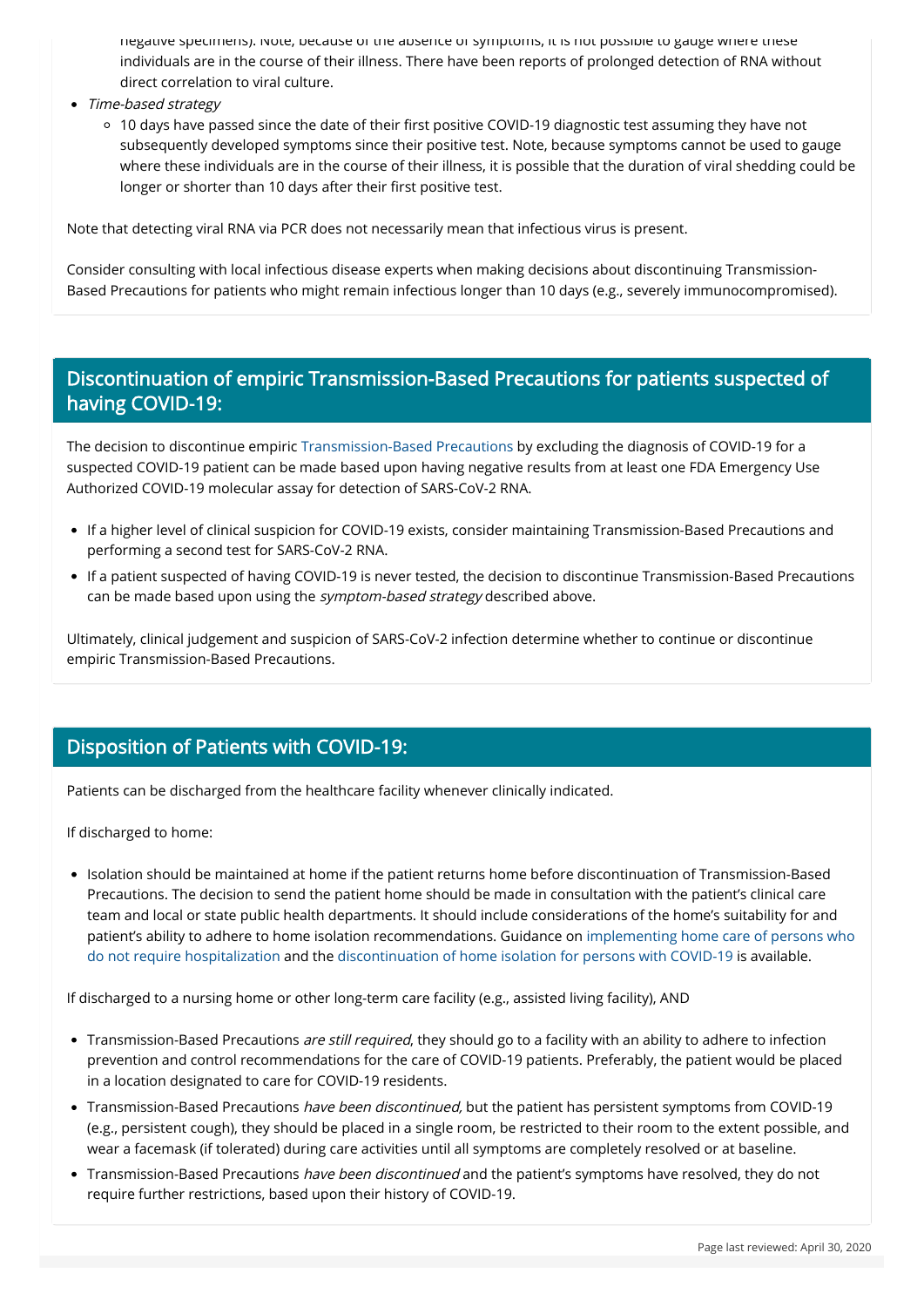negative specimens). Note, because of the absence of symptoms, it is not possible to gauge where these individuals are in the course of their illness. There have been reports of prolonged detection of RNA without direct correlation to viral culture.

- *Time-based strategy*
  - 10 days have passed since the date of their first positive COVID-19 diagnostic test assuming they have not subsequently developed symptoms since their positive test. Note, because symptoms cannot be used to gauge where these individuals are in the course of their illness, it is possible that the duration of viral shedding could be longer or shorter than 10 days after their first positive test.

Note that detecting viral RNA via PCR does not necessarily mean that infectious virus is present.

Consider consulting with local infectious disease experts when making decisions about discontinuing Transmission-Based Precautions for patients who might remain infectious longer than 10 days (e.g., severely immunocompromised).

## Discontinuation of empiric Transmission-Based Precautions for patients suspected of having COVID-19:

The decision to discontinue empiric Transmission-Based Precautions by excluding the diagnosis of COVID-19 for a suspected COVID-19 patient can be made based upon having negative results from at least one FDA Emergency Use Authorized COVID-19 molecular assay for detection of SARS-CoV-2 RNA.

- If a higher level of clinical suspicion for COVID-19 exists, consider maintaining Transmission-Based Precautions and performing a second test for SARS-CoV-2 RNA.
- If a patient suspected of having COVID-19 is never tested, the decision to discontinue Transmission-Based Precautions can be made based upon using the *symptom-based strategy* described above.

Ultimately, clinical judgement and suspicion of SARS-CoV-2 infection determine whether to continue or discontinue empiric Transmission-Based Precautions.

## Disposition of Patients with COVID-19:

Patients can be discharged from the healthcare facility whenever clinically indicated.

If discharged to home:

- Isolation should be maintained at home if the patient returns home before discontinuation of Transmission-Based Precautions. The decision to send the patient home should be made in consultation with the patient's clinical care team and local or state public health departments. It should include considerations of the home's suitability for and patient's ability to adhere to home isolation recommendations. Guidance on implementing home care of persons who do not require hospitalization and the discontinuation of home isolation for persons with COVID-19 is available.

If discharged to a nursing home or other long-term care facility (e.g., assisted living facility), AND

- Transmission-Based Precautions *are still required*, they should go to a facility with an ability to adhere to infection prevention and control recommendations for the care of COVID-19 patients. Preferably, the patient would be placed in a location designated to care for COVID-19 residents.
- Transmission-Based Precautions *have been discontinued,* but the patient has persistent symptoms from COVID-19 (e.g., persistent cough), they should be placed in a single room, be restricted to their room to the extent possible, and wear a facemask (if tolerated) during care activities until all symptoms are completely resolved or at baseline.
- Transmission-Based Precautions *have been discontinued* and the patient's symptoms have resolved, they do not require further restrictions, based upon their history of COVID-19.

Page last reviewed: April 30, 2020